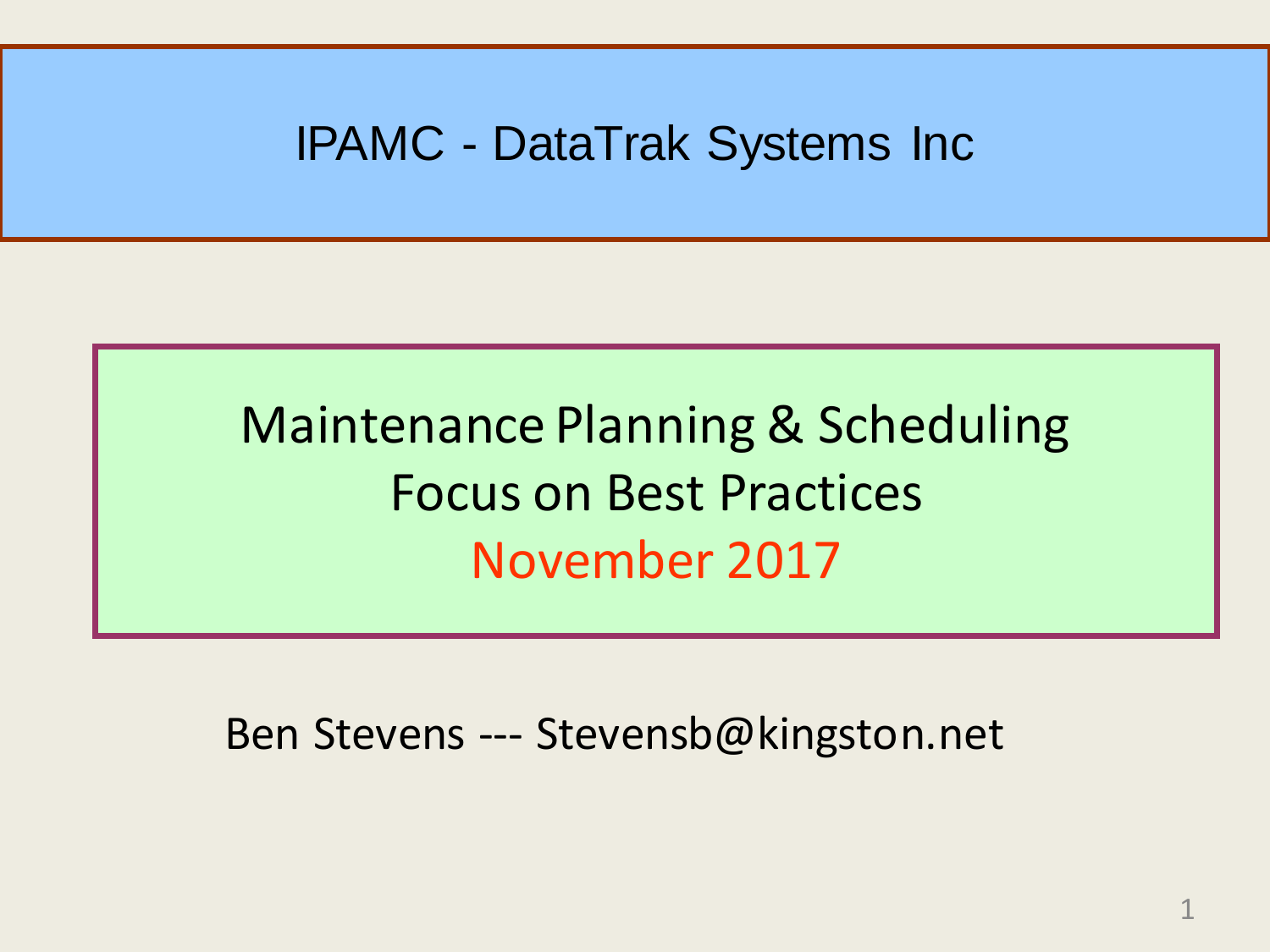IPAMC - DataTrak Systems Inc

# Maintenance Planning & Scheduling
## Focus on Best Practices
## November 2017

Ben Stevens --- Stevensb@kingston.net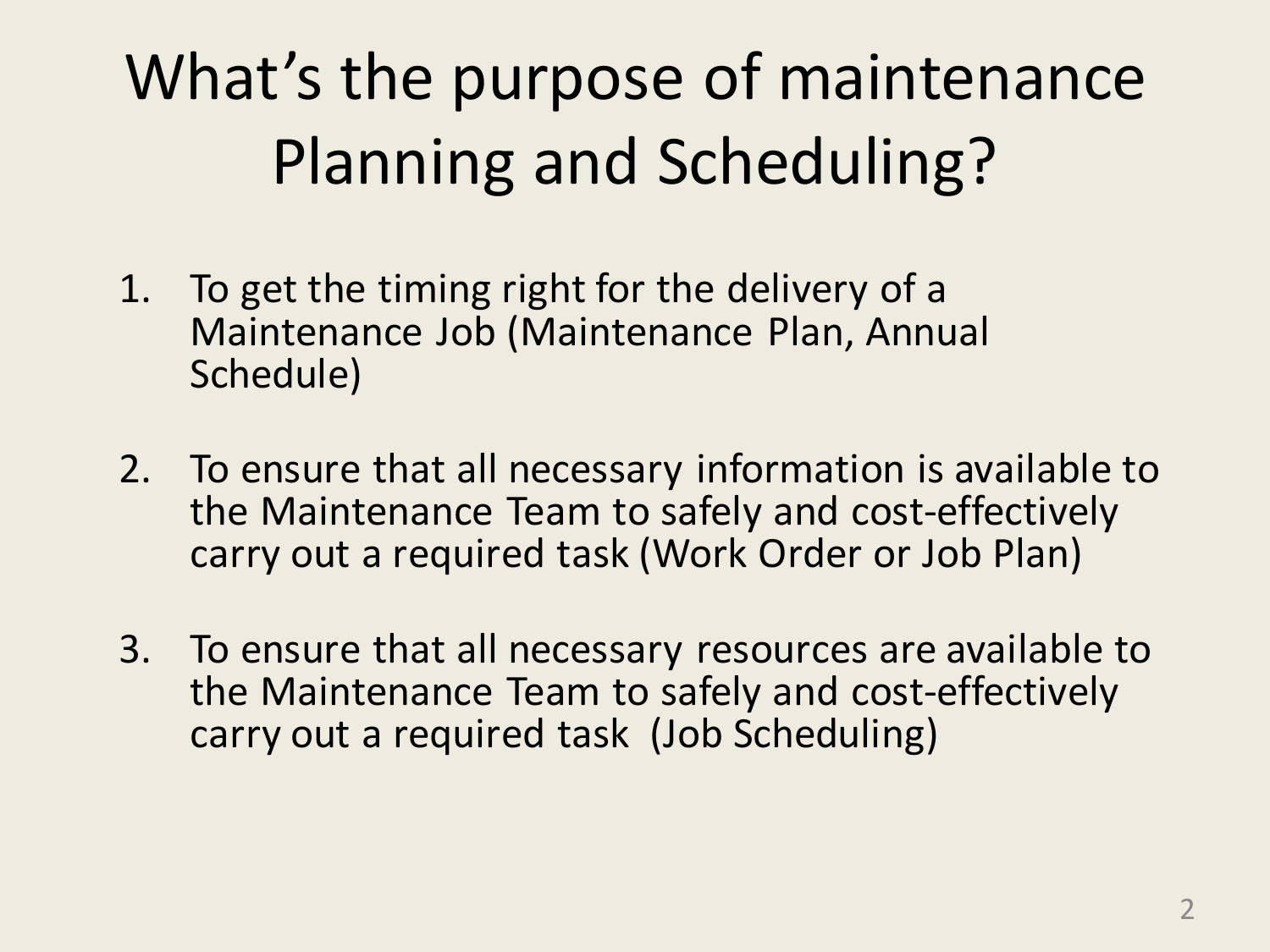# What's the purpose of maintenance Planning and Scheduling?

1. To get the timing right for the delivery of a Maintenance Job (Maintenance Plan, Annual Schedule)

2. To ensure that all necessary information is available to the Maintenance Team to safely and cost-effectively carry out a required task (Work Order or Job Plan)

3. To ensure that all necessary resources are available to the Maintenance Team to safely and cost-effectively carry out a required task (Job Scheduling)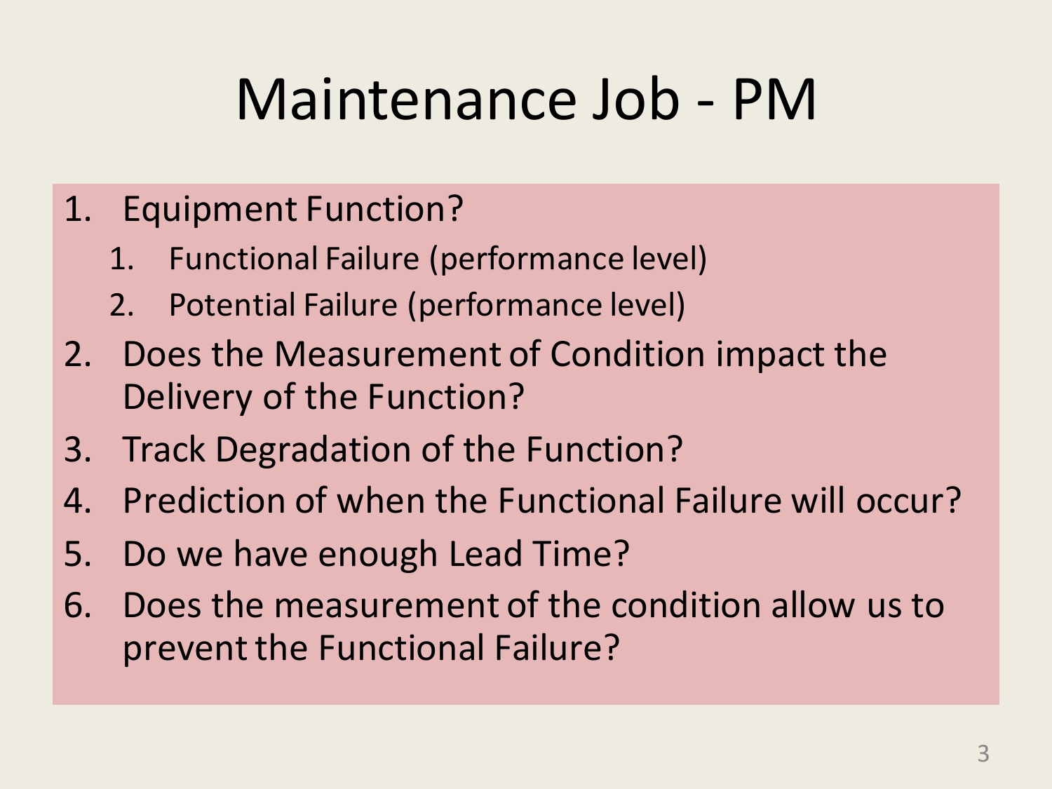# Maintenance Job - PM

1. Equipment Function?
   1. Functional Failure (performance level)
   2. Potential Failure (performance level)
2. Does the Measurement of Condition impact the Delivery of the Function?
3. Track Degradation of the Function?
4. Prediction of when the Functional Failure will occur?
5. Do we have enough Lead Time?
6. Does the measurement of the condition allow us to prevent the Functional Failure?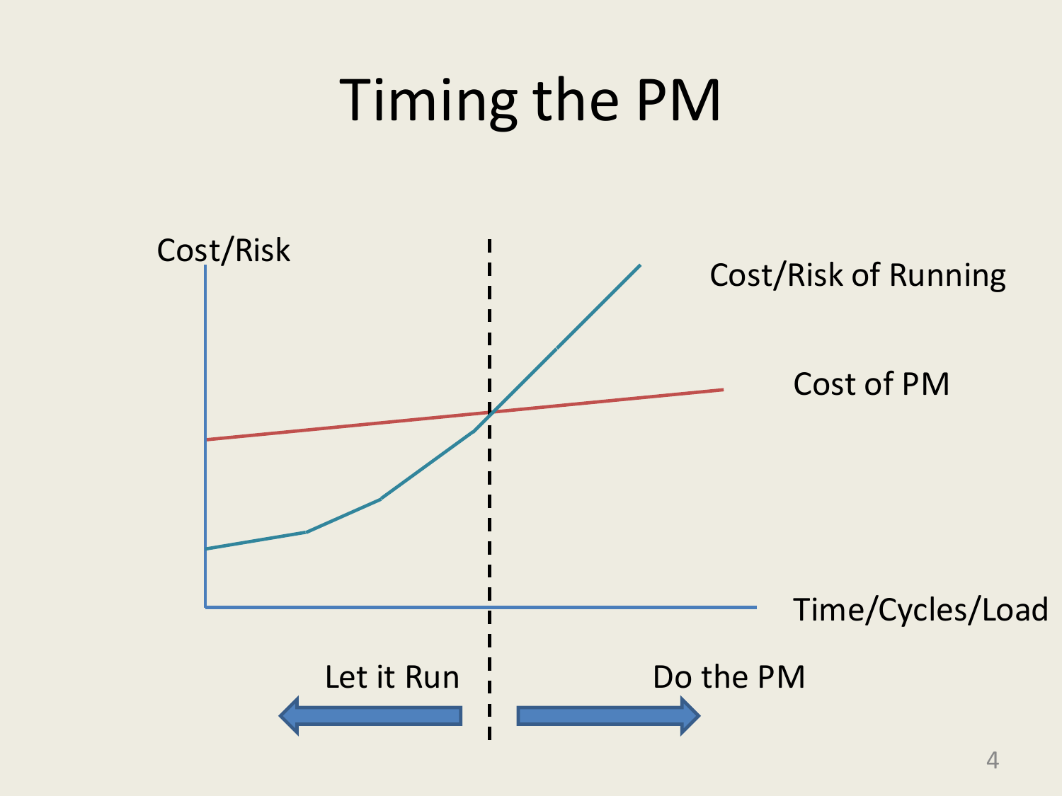# Timing the PM

Cost/Risk

Cost/Risk of Running

Cost of PM

Time/Cycles/Load

Let it Run

Do the PM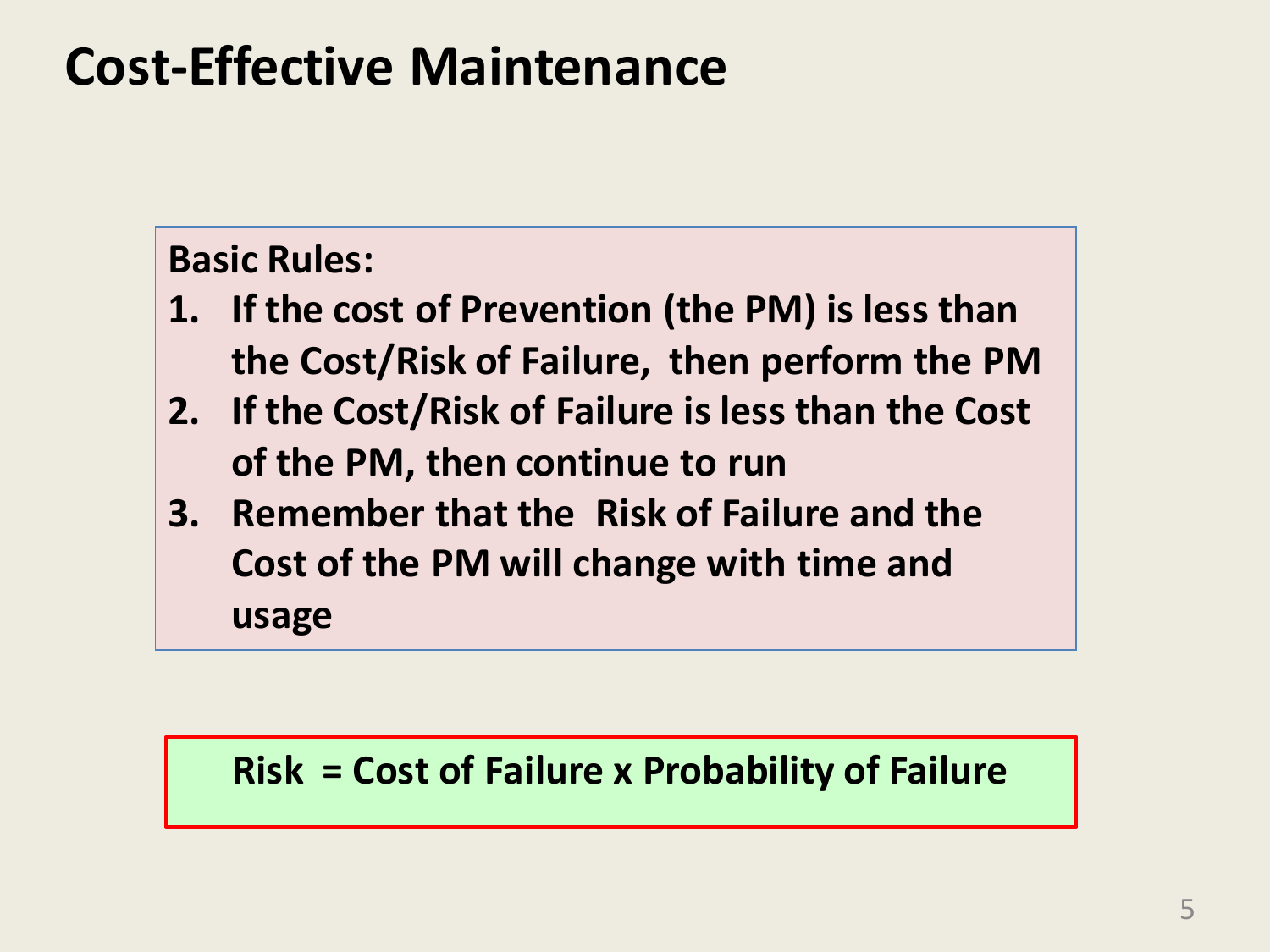# Cost-Effective Maintenance

**Basic Rules:**

1. **If the cost of Prevention (the PM) is less than the Cost/Risk of Failure, then perform the PM**
2. **If the Cost/Risk of Failure is less than the Cost of the PM, then continue to run**
3. **Remember that the Risk of Failure and the Cost of the PM will change with time and usage**

**Risk = Cost of Failure x Probability of Failure**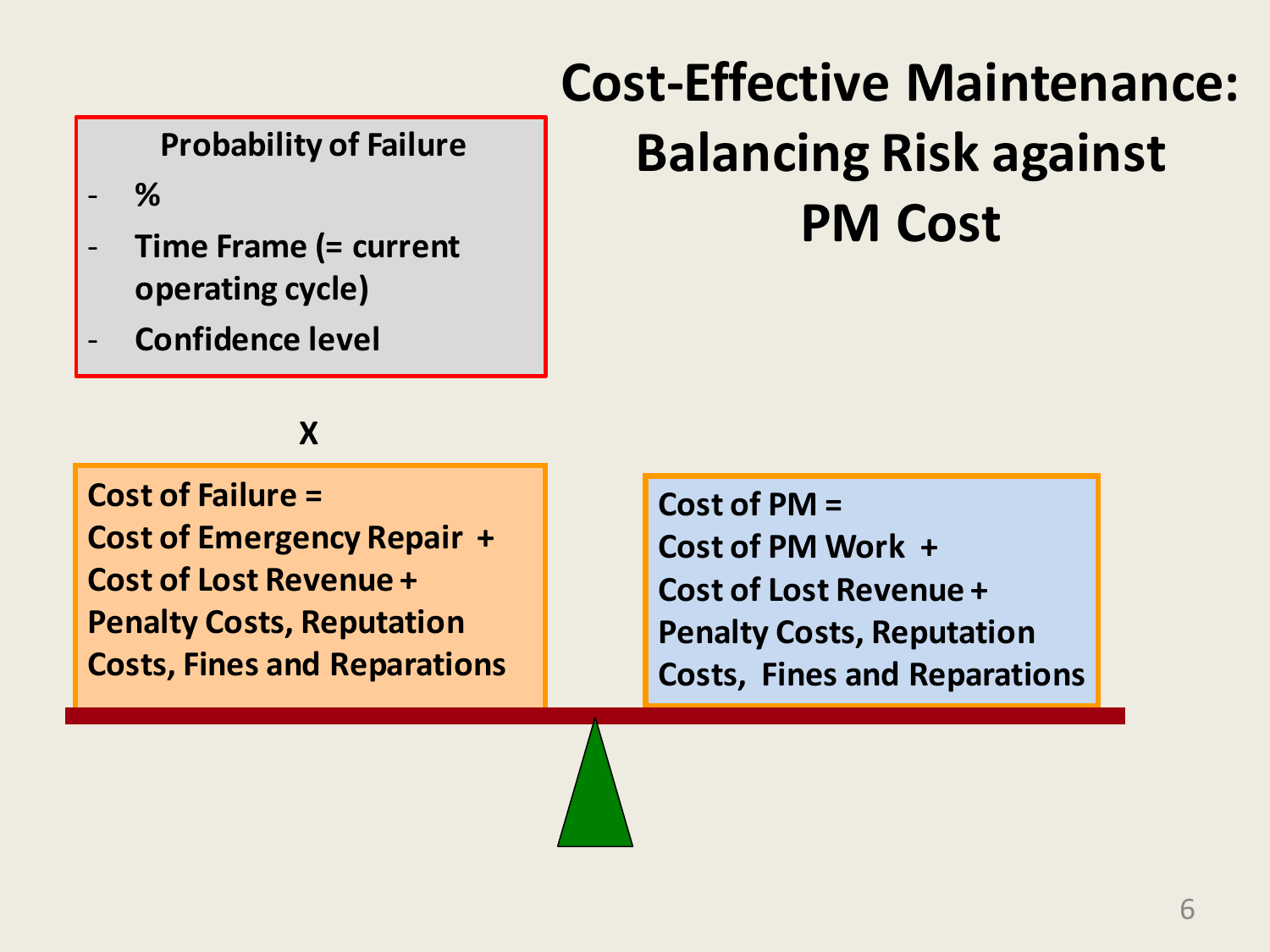# Cost-Effective Maintenance: Balancing Risk against PM Cost

**Probability of Failure**

- **%**
- **Time Frame (= current operating cycle)**
- **Confidence level**

**X**

**Cost of Failure =**
**Cost of Emergency Repair +**
**Cost of Lost Revenue +**
**Penalty Costs, Reputation Costs, Fines and Reparations**

**Cost of PM =**
**Cost of PM Work +**
**Cost of Lost Revenue +**
**Penalty Costs, Reputation Costs, Fines and Reparations**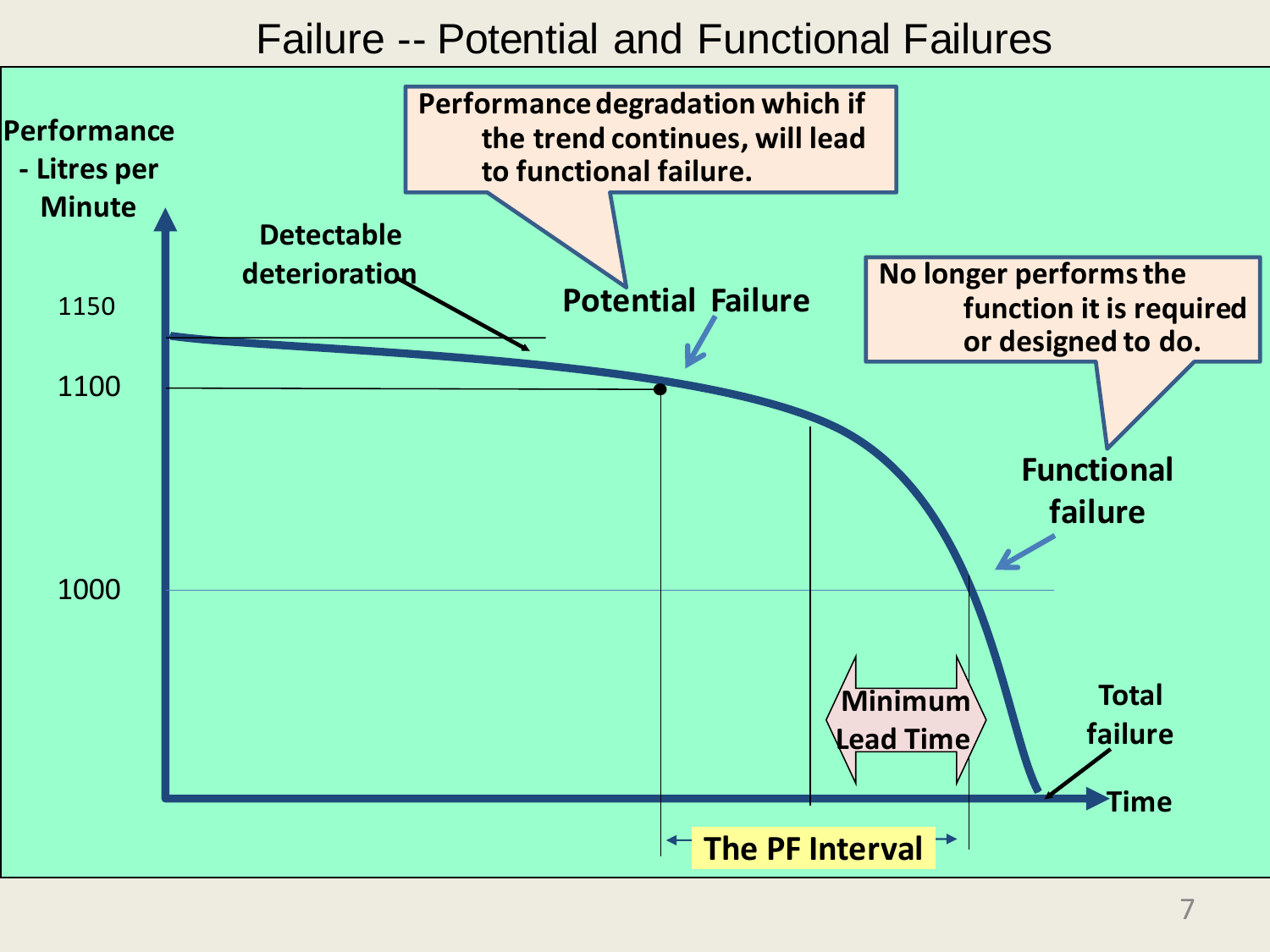# Failure -- Potential and Functional Failures

Performance - Litres per Minute

1150

1100

1000

Detectable deterioration

Performance degradation which if the trend continues, will lead to functional failure.

Potential Failure

No longer performs the function it is required or designed to do.

Functional failure

Minimum Lead Time

Total failure

Time

The PF Interval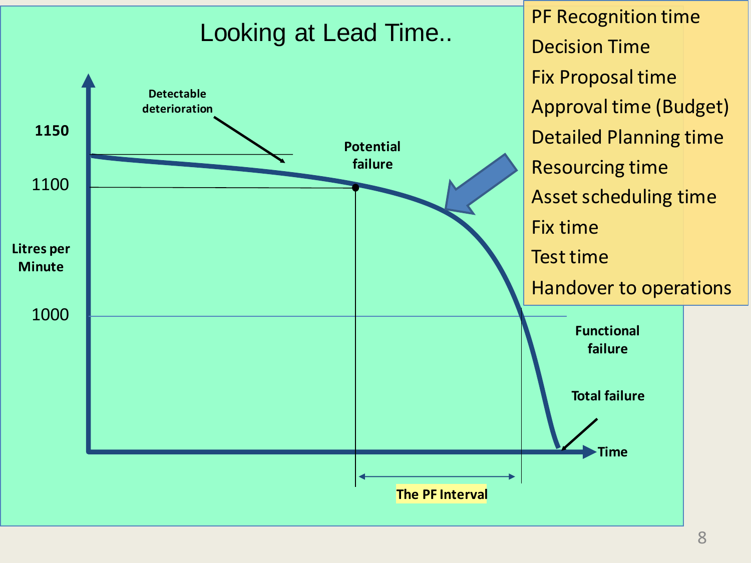# Looking at Lead Time..

Detectable deterioration

1150

1100

1000

Litres per Minute

Potential failure

Functional failure

Total failure

Time

The PF Interval

- PF Recognition time
- Decision Time
- Fix Proposal time
- Approval time (Budget)
- Detailed Planning time
- Resourcing time
- Asset scheduling time
- Fix time
- Test time
- Handover to operations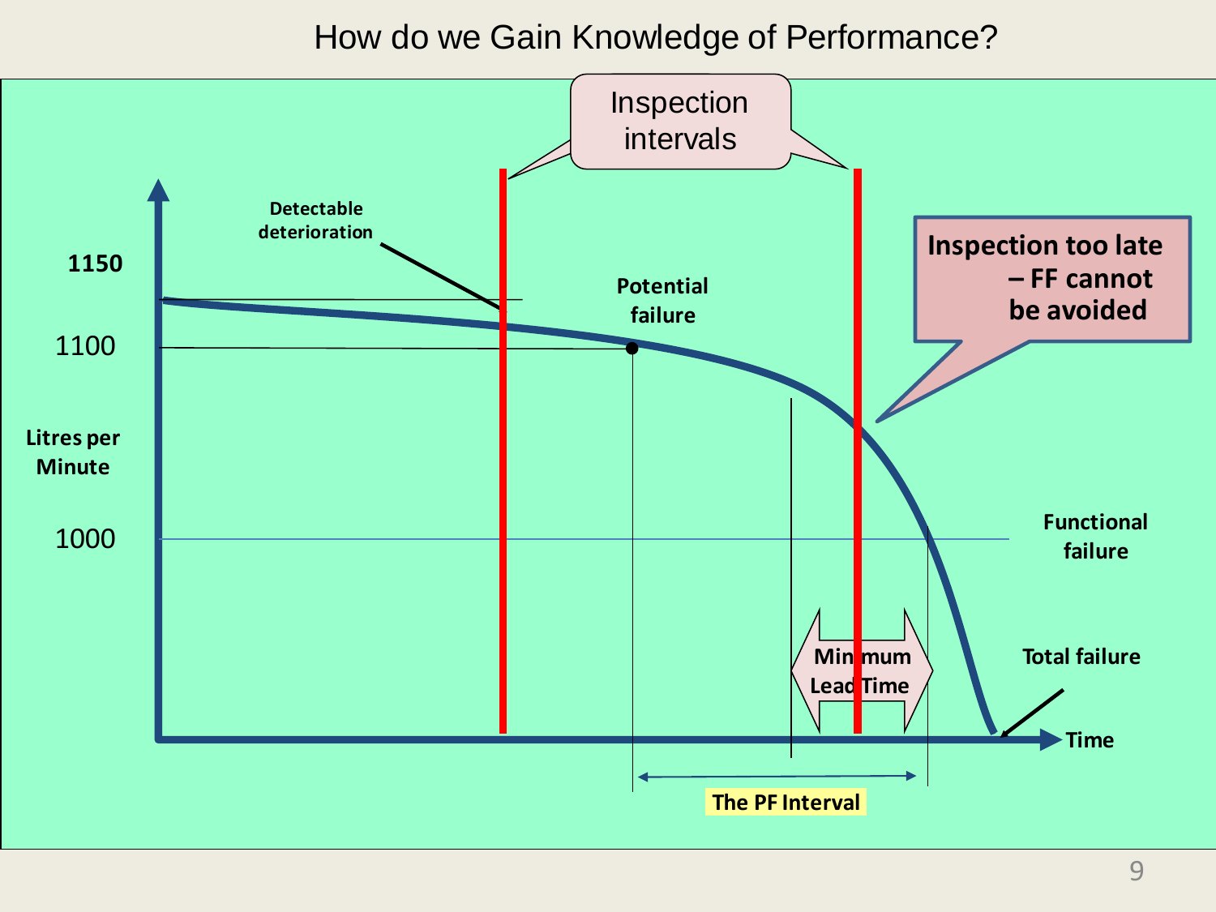# How do we Gain Knowledge of Performance?

Inspection intervals

Detectable deterioration

1150

1100

1000

Litres per Minute

Potential failure

Inspection too late – FF cannot be avoided

Functional failure

Minimum Lead Time

Total failure

Time

The PF Interval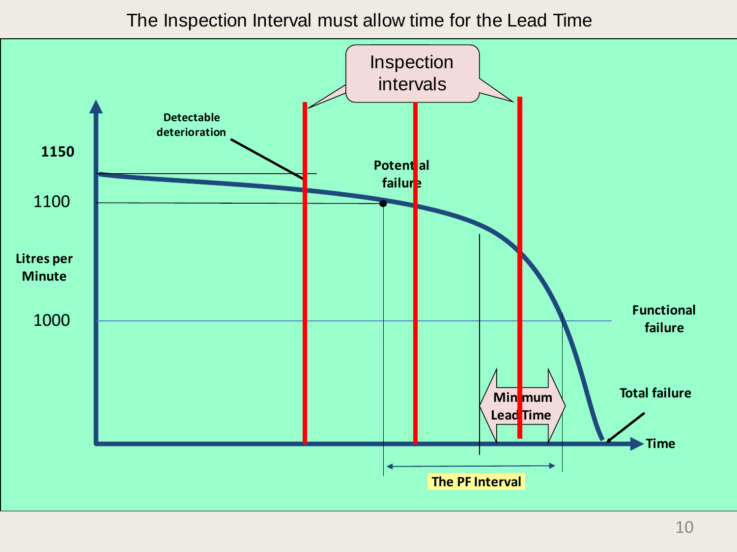# The Inspection Interval must allow time for the Lead Time

Inspection intervals

Detectable deterioration

1150

1100

Potential failure

Litres per Minute

1000

Functional failure

Minimum Lead Time

Total failure

Time

The PF Interval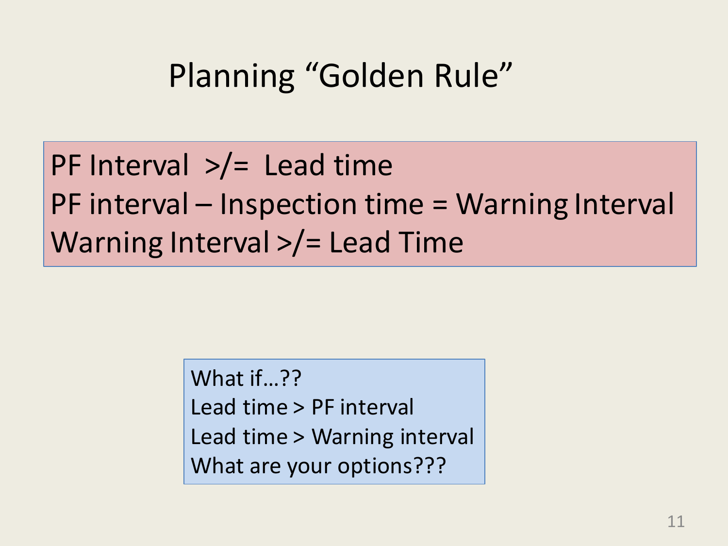# Planning "Golden Rule"

PF Interval >/= Lead time
PF interval – Inspection time = Warning Interval
Warning Interval >/= Lead Time

What if…??
Lead time > PF interval
Lead time > Warning interval
What are your options???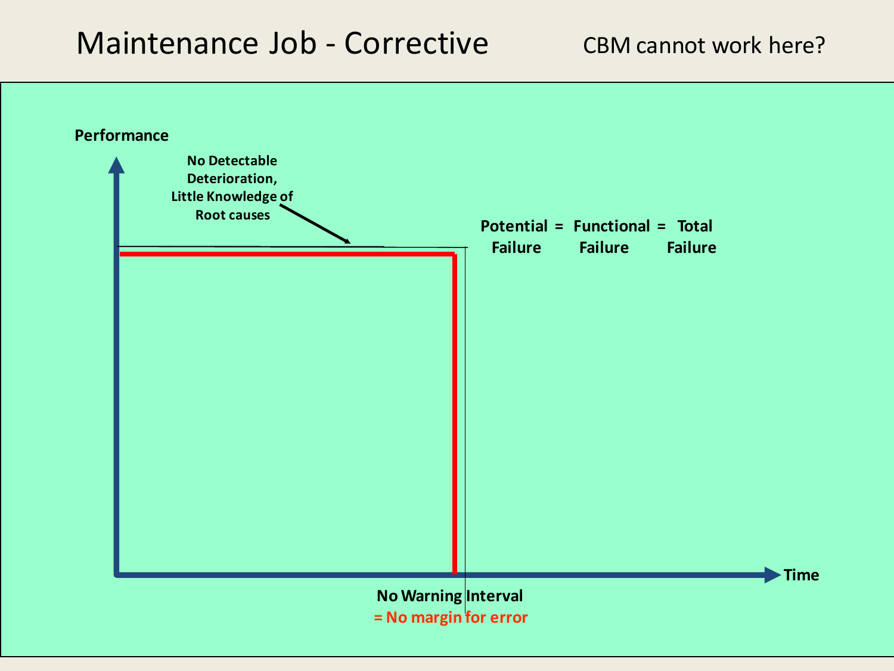# Maintenance Job - Corrective

CBM cannot work here?

**Performance**

**No Detectable Deterioration, Little Knowledge of Root causes**

**Potential Failure = Functional Failure = Total Failure**

**Time**

**No Warning Interval**

**= No margin for error**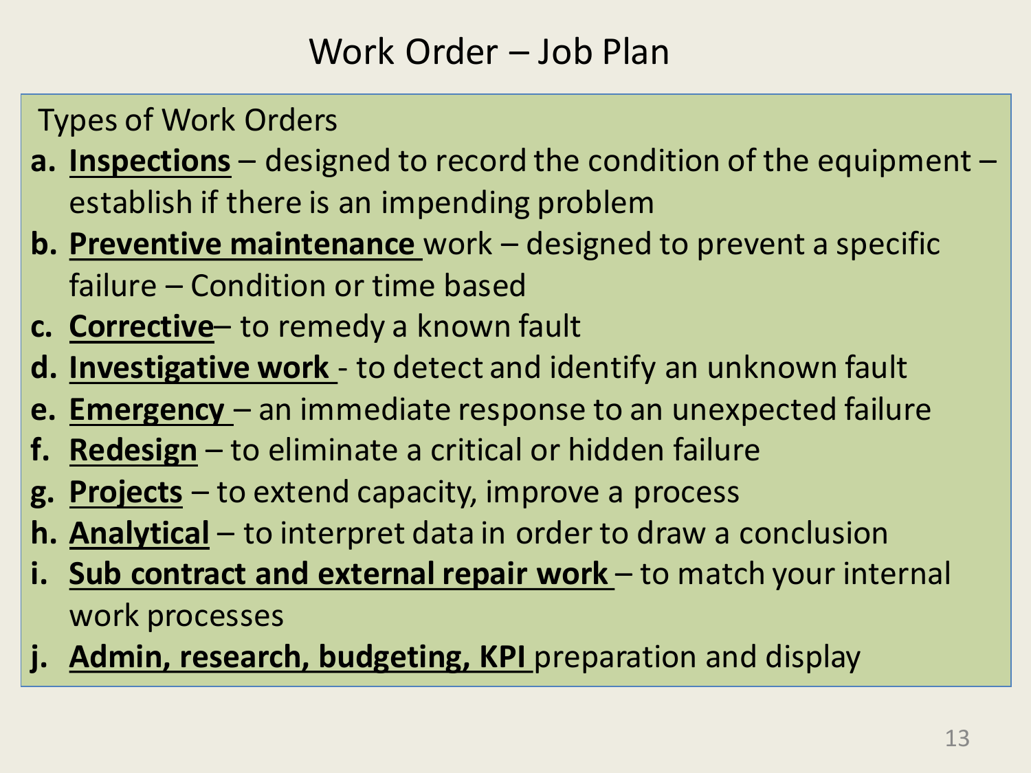# Work Order – Job Plan

Types of Work Orders

a. **Inspections** – designed to record the condition of the equipment – establish if there is an impending problem
b. **Preventive maintenance** work – designed to prevent a specific failure – Condition or time based
c. **Corrective**– to remedy a known fault
d. **Investigative work** - to detect and identify an unknown fault
e. **Emergency** – an immediate response to an unexpected failure
f. **Redesign** – to eliminate a critical or hidden failure
g. **Projects** – to extend capacity, improve a process
h. **Analytical** – to interpret data in order to draw a conclusion
i. **Sub contract and external repair work** – to match your internal work processes
j. **Admin, research, budgeting, KPI** preparation and display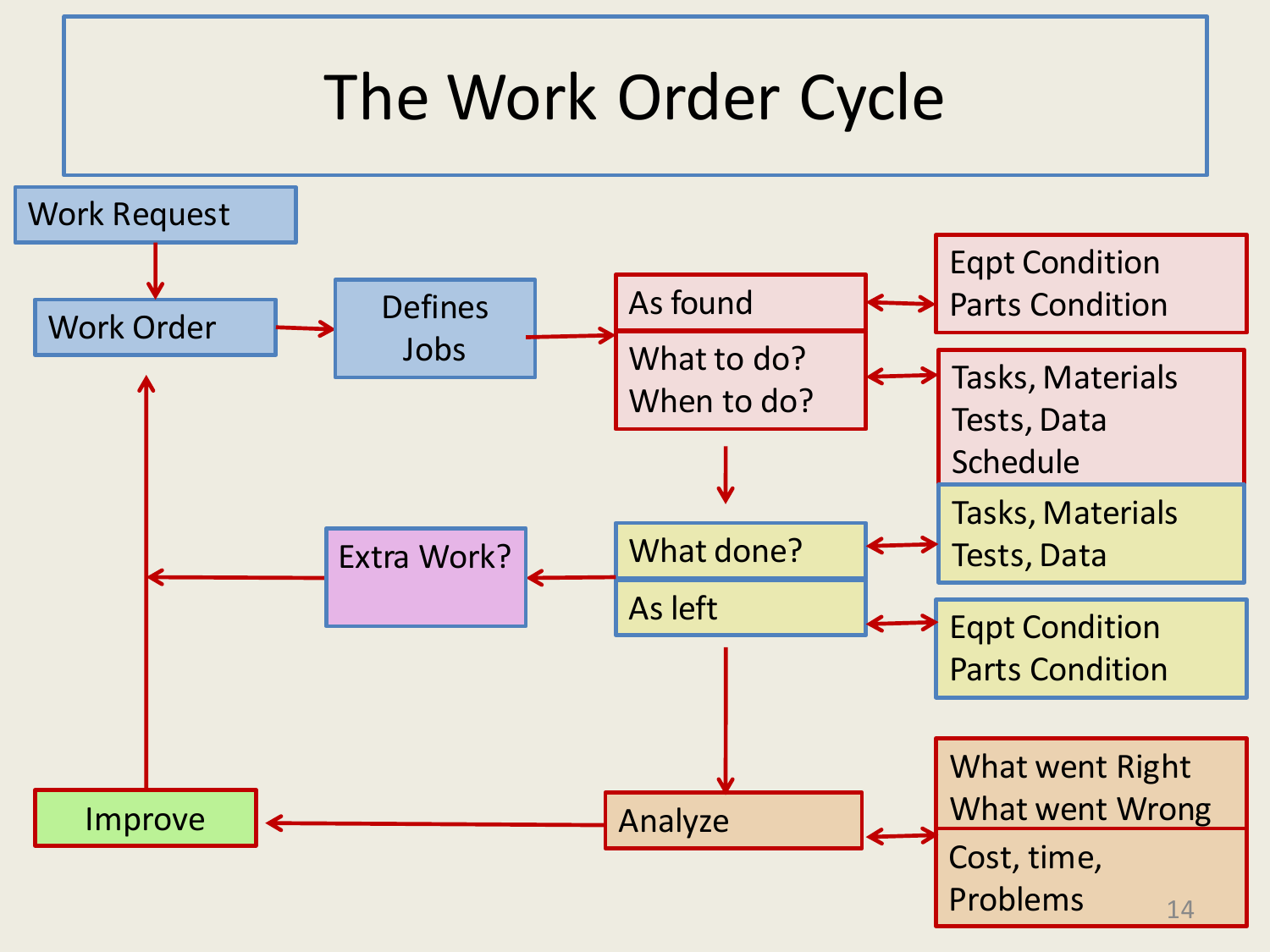# The Work Order Cycle

- Work Request
- Work Order
- Defines Jobs
- As found
- What to do? When to do?
- Eqpt Condition, Parts Condition
- Tasks, Materials, Tests, Data, Schedule
- What done?
- As left
- Tasks, Materials, Tests, Data
- Eqpt Condition, Parts Condition
- Extra Work?
- Analyze
- What went Right, What went Wrong
- Cost, time, Problems
- Improve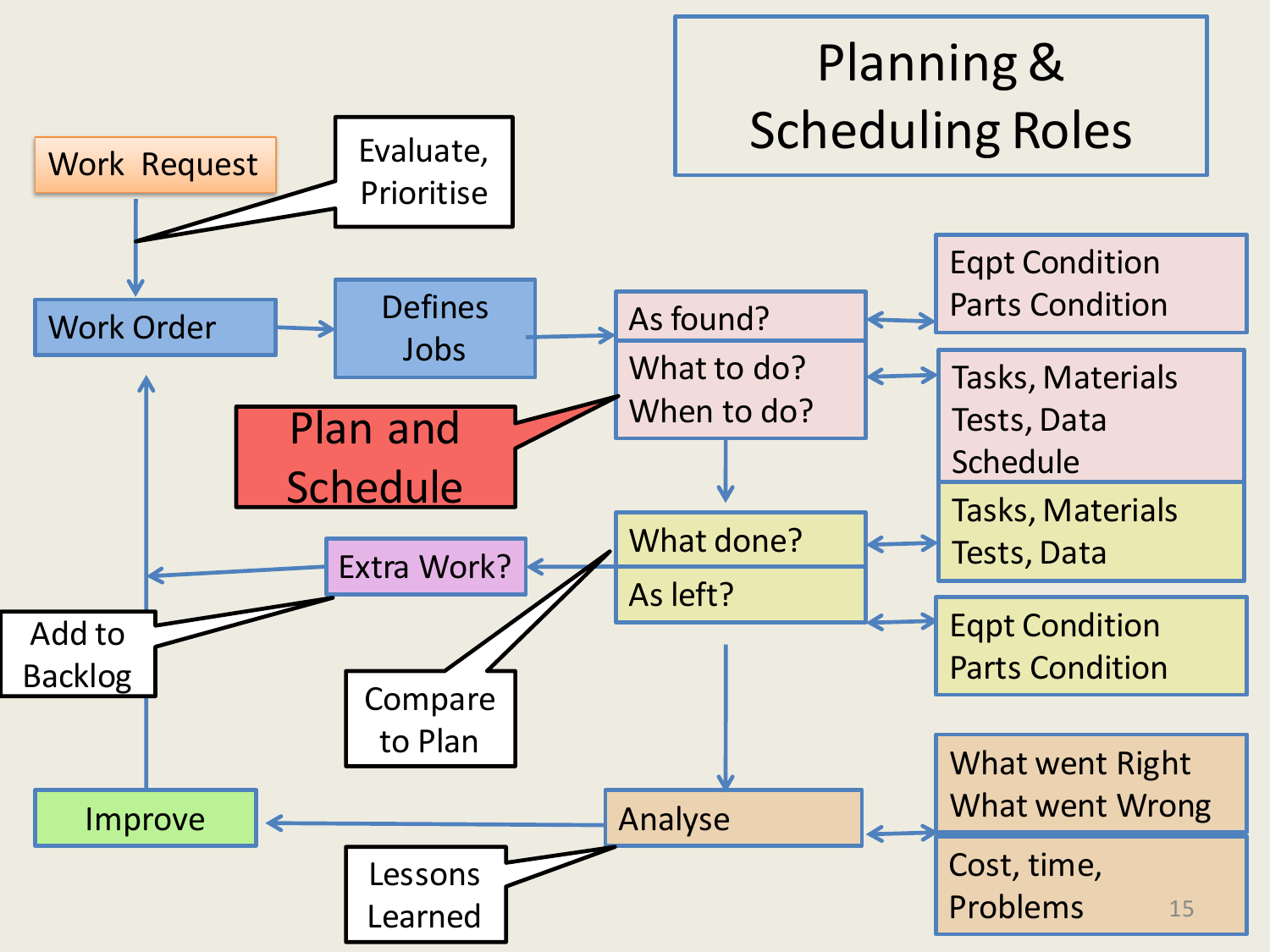# Planning & Scheduling Roles

- Work Request
  - Evaluate, Prioritise
- Work Order
- Defines Jobs
- Plan and Schedule
  - As found? ↔ Eqpt Condition, Parts Condition
  - What to do? When to do? ↔ Tasks, Materials, Tests, Data, Schedule
- What done? ↔ Tasks, Materials, Tests, Data
- As left? ↔ Eqpt Condition, Parts Condition
- Compare to Plan
- Extra Work?
  - Add to Backlog
- Analyse ↔ What went Right, What went Wrong; Cost, time, Problems
  - Lessons Learned
- Improve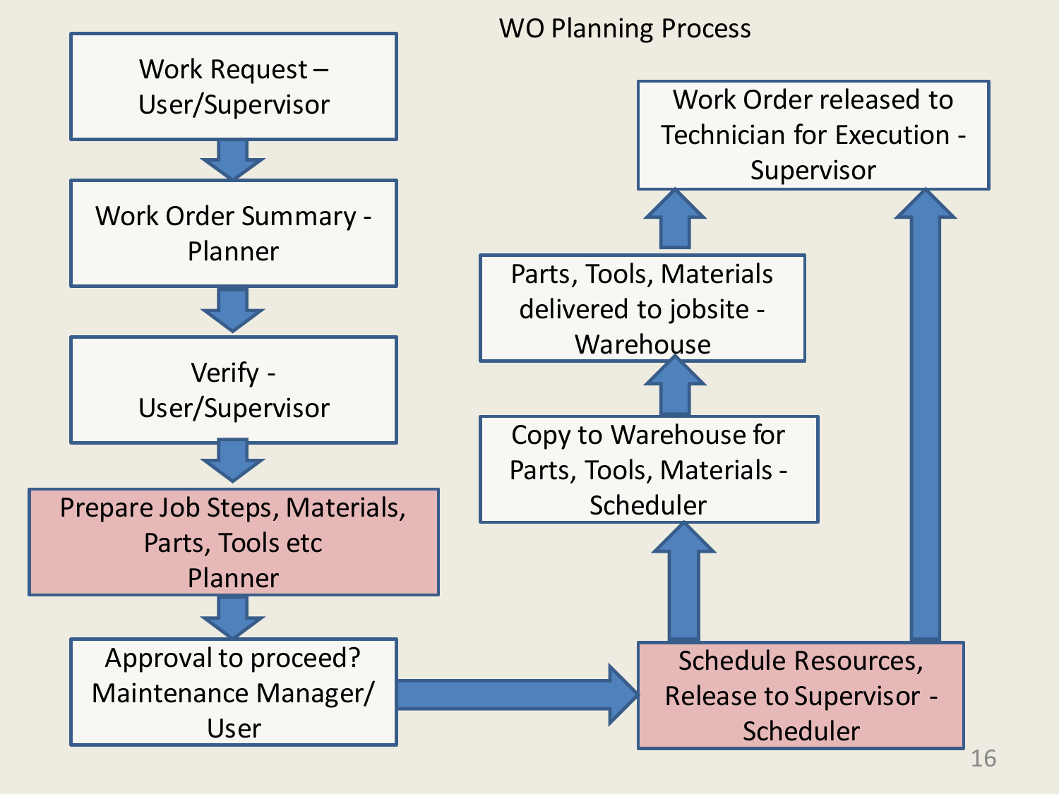# WO Planning Process

1. Work Request – User/Supervisor
2. Work Order Summary - Planner
3. Verify - User/Supervisor
4. Prepare Job Steps, Materials, Parts, Tools etc Planner
5. Approval to proceed? Maintenance Manager/ User
6. Schedule Resources, Release to Supervisor - Scheduler
7. Copy to Warehouse for Parts, Tools, Materials - Scheduler
8. Parts, Tools, Materials delivered to jobsite - Warehouse
9. Work Order released to Technician for Execution - Supervisor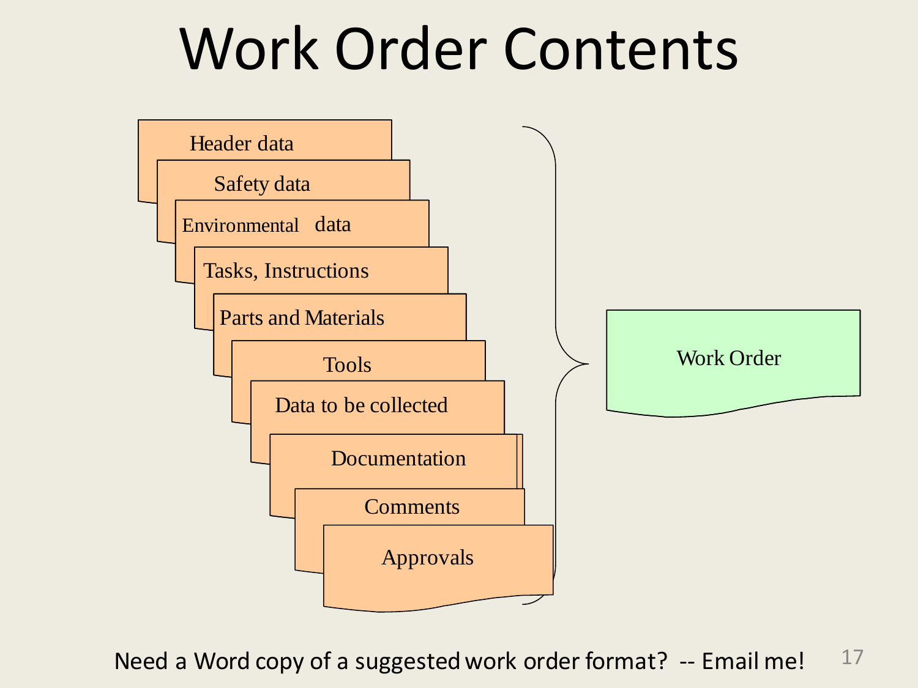# Work Order Contents

- Header data
- Safety data
- Environmental data
- Tasks, Instructions
- Parts and Materials
- Tools
- Data to be collected
- Documentation
- Comments
- Approvals

→ Work Order

Need a Word copy of a suggested work order format? -- Email me!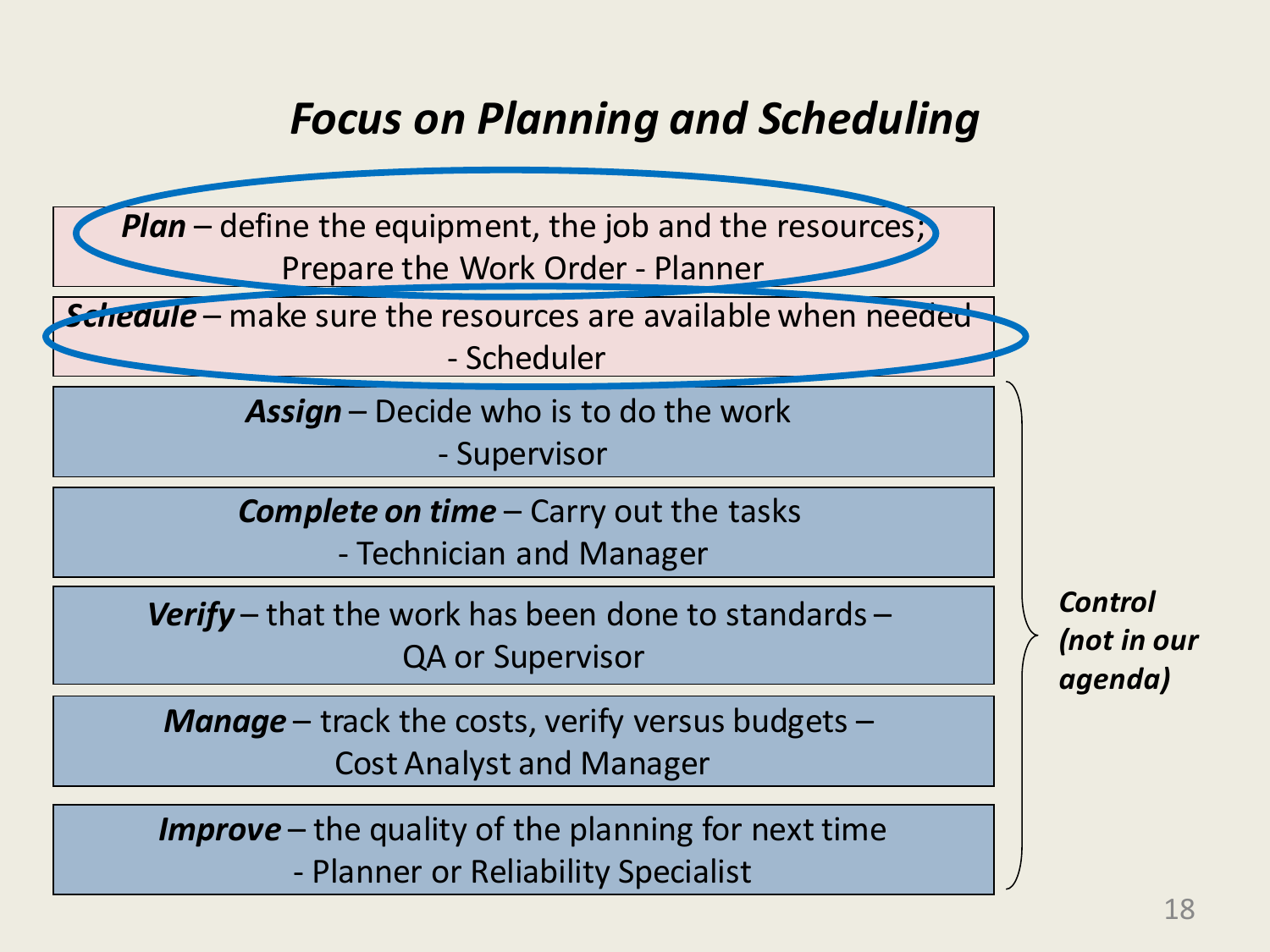# *Focus on Planning and Scheduling*

***Plan*** – define the equipment, the job and the resources; Prepare the Work Order - Planner

***Schedule*** – make sure the resources are available when needed - Scheduler

***Assign*** – Decide who is to do the work - Supervisor

***Complete on time*** – Carry out the tasks - Technician and Manager

***Verify*** – that the work has been done to standards – QA or Supervisor

***Manage*** – track the costs, verify versus budgets – Cost Analyst and Manager

***Improve*** – the quality of the planning for next time - Planner or Reliability Specialist

***Control (not in our agenda)***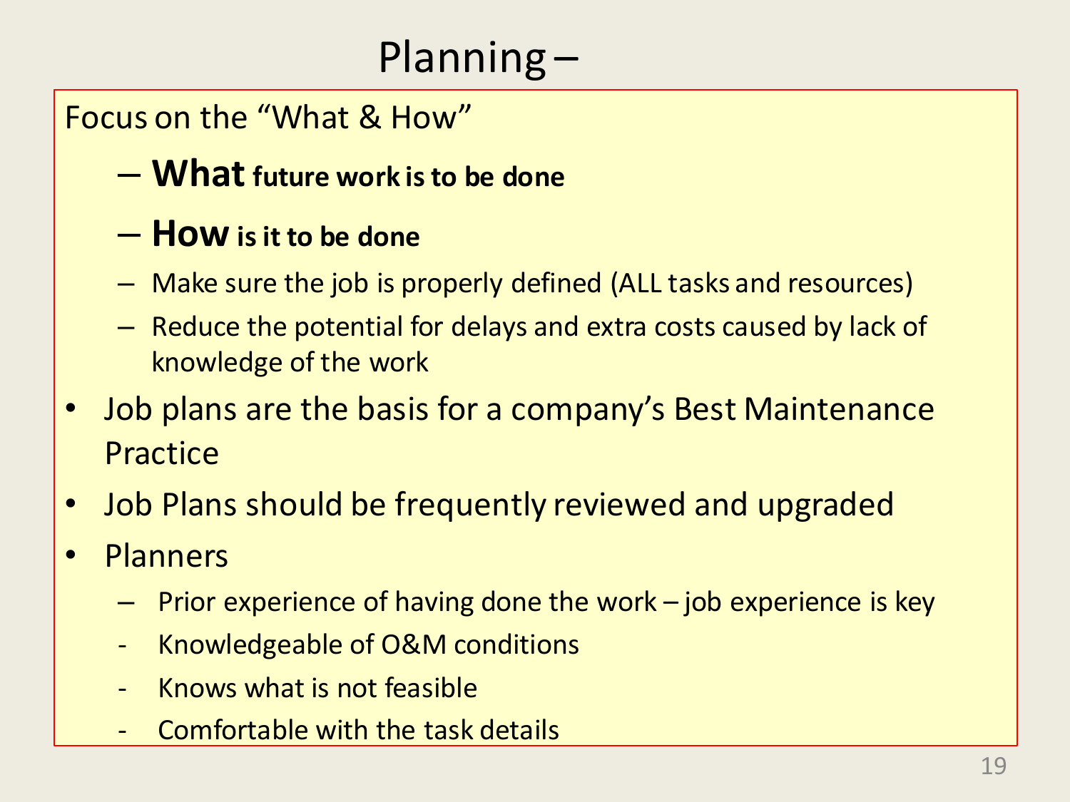# Planning –

Focus on the "What & How"

- **What future work is to be done**
- **How is it to be done**
- Make sure the job is properly defined (ALL tasks and resources)
- Reduce the potential for delays and extra costs caused by lack of knowledge of the work

- Job plans are the basis for a company's Best Maintenance Practice
- Job Plans should be frequently reviewed and upgraded
- Planners
  - Prior experience of having done the work – job experience is key
  - Knowledgeable of O&M conditions
  - Knows what is not feasible
  - Comfortable with the task details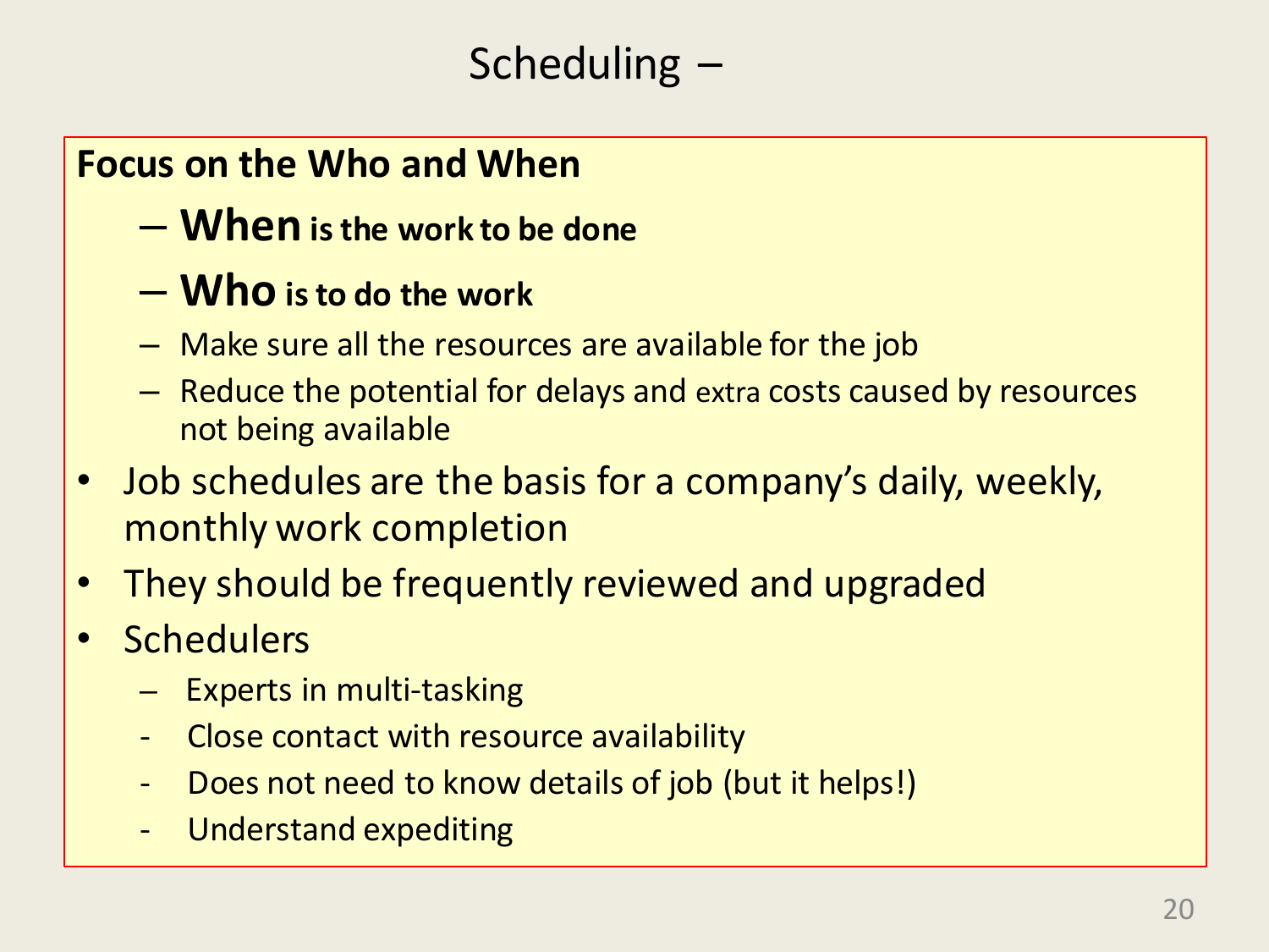# Scheduling –

**Focus on the Who and When**

- **When is the work to be done**
- **Who is to do the work**
- Make sure all the resources are available for the job
- Reduce the potential for delays and extra costs caused by resources not being available

- Job schedules are the basis for a company's daily, weekly, monthly work completion
- They should be frequently reviewed and upgraded
- Schedulers
  - Experts in multi-tasking
  - Close contact with resource availability
  - Does not need to know details of job (but it helps!)
  - Understand expediting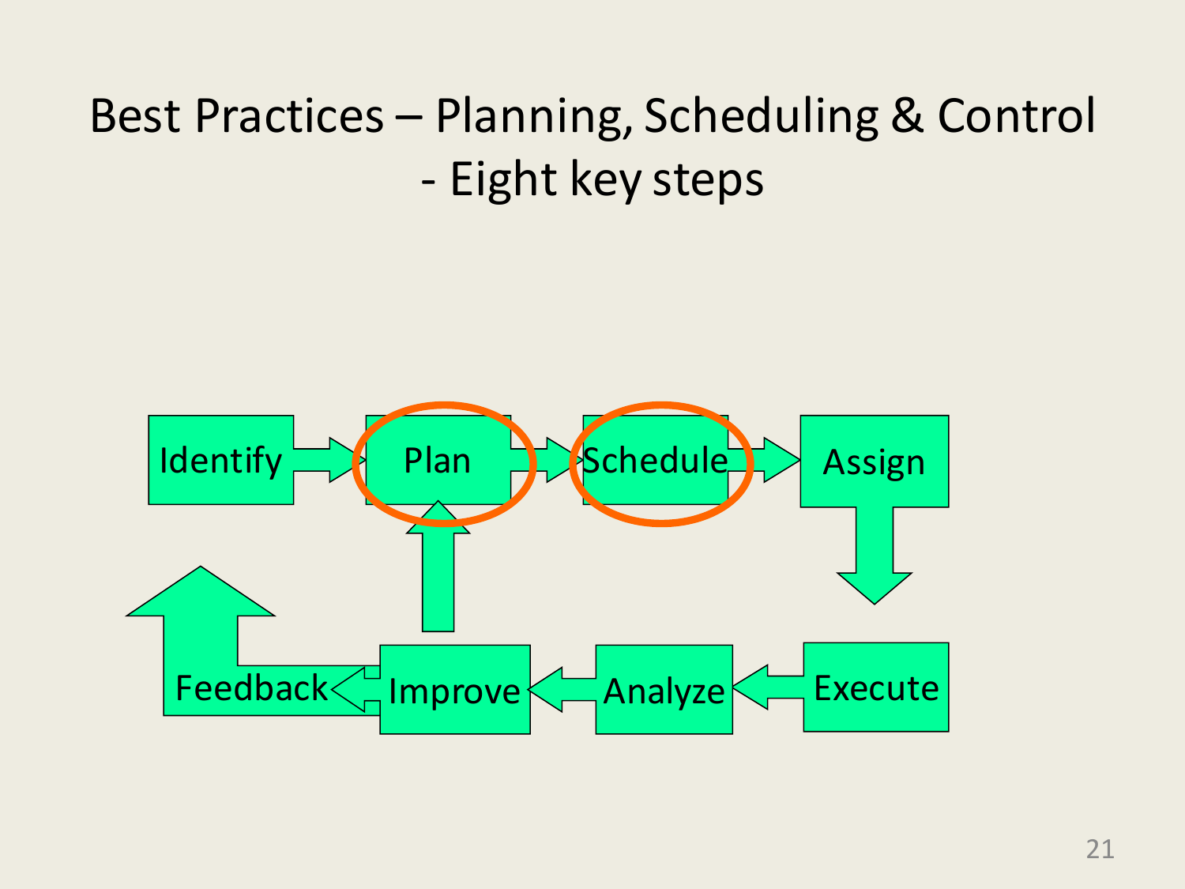# Best Practices – Planning, Scheduling & Control - Eight key steps

Identify → Plan → Schedule → Assign → Execute → Analyze → Improve → Feedback

Improve → Plan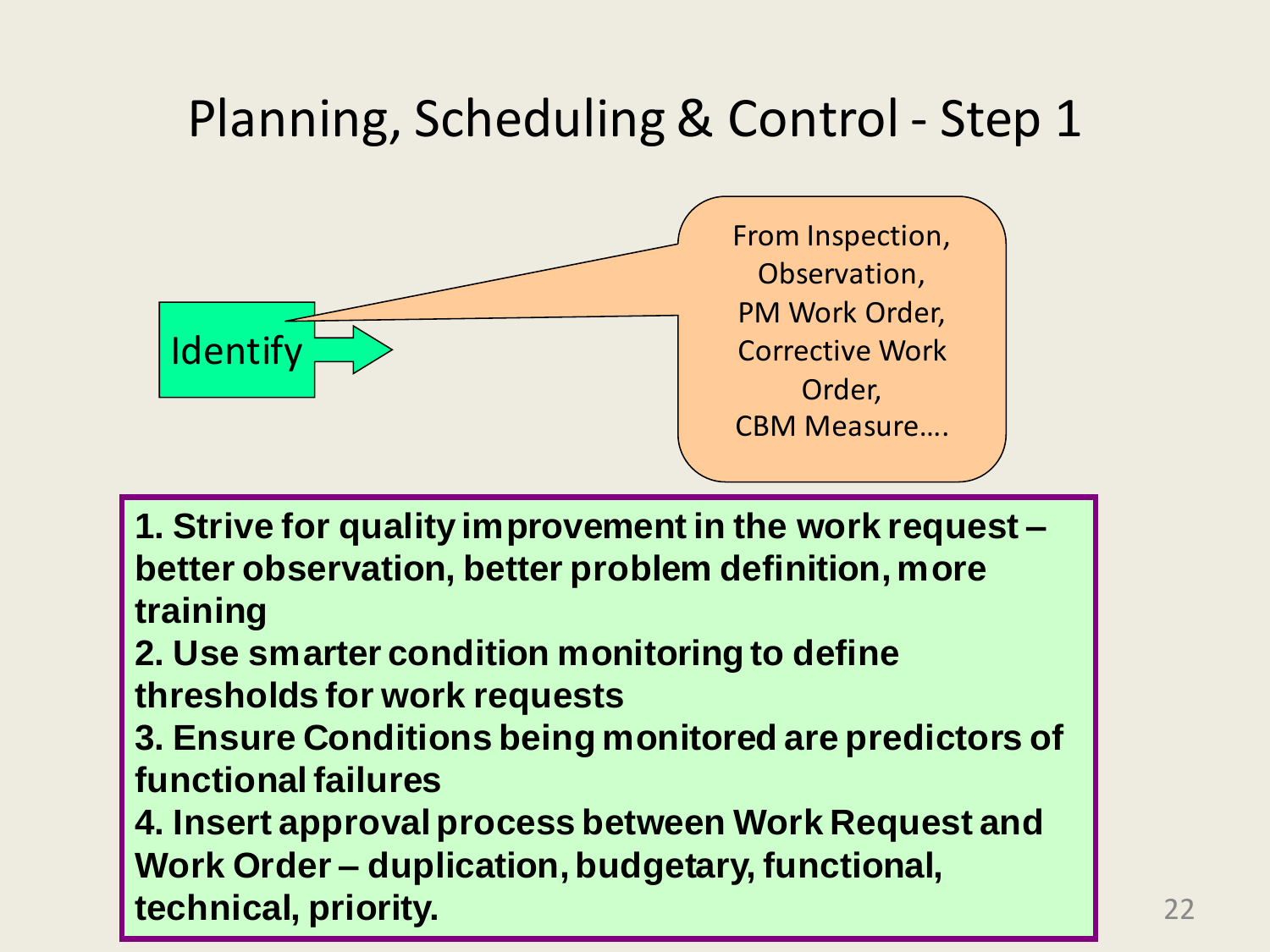# Planning, Scheduling & Control - Step 1

Identify

From Inspection, Observation, PM Work Order, Corrective Work Order, CBM Measure….

**1. Strive for quality improvement in the work request – better observation, better problem definition, more training**
**2. Use smarter condition monitoring to define thresholds for work requests**
**3. Ensure Conditions being monitored are predictors of functional failures**
**4. Insert approval process between Work Request and Work Order – duplication, budgetary, functional, technical, priority.**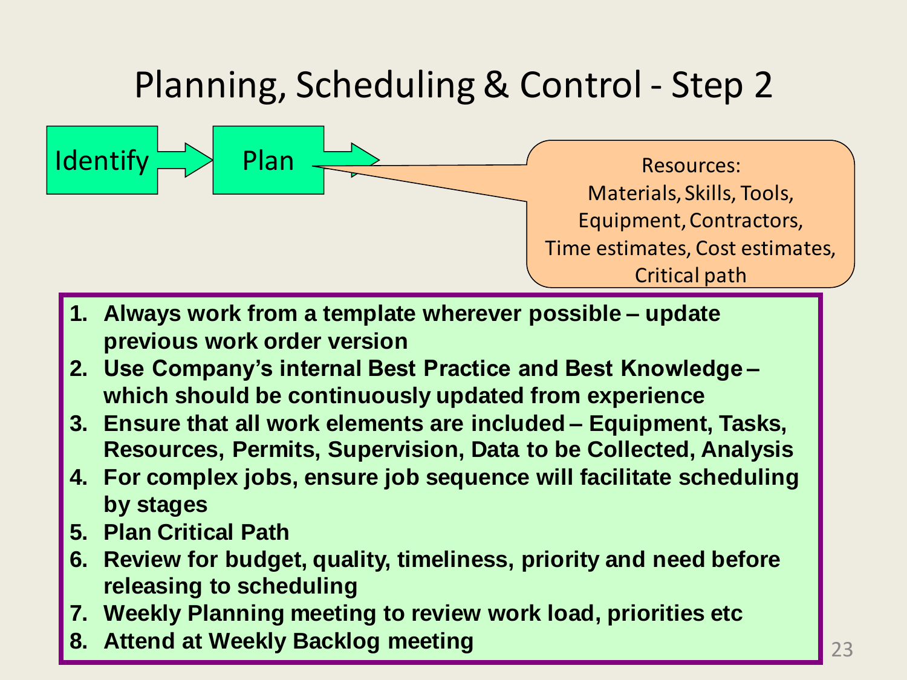# Planning, Scheduling & Control - Step 2

Identify → Plan →

Resources:
Materials, Skills, Tools,
Equipment, Contractors,
Time estimates, Cost estimates,
Critical path

1. **Always work from a template wherever possible – update previous work order version**
2. **Use Company's internal Best Practice and Best Knowledge – which should be continuously updated from experience**
3. **Ensure that all work elements are included – Equipment, Tasks, Resources, Permits, Supervision, Data to be Collected, Analysis**
4. **For complex jobs, ensure job sequence will facilitate scheduling by stages**
5. **Plan Critical Path**
6. **Review for budget, quality, timeliness, priority and need before releasing to scheduling**
7. **Weekly Planning meeting to review work load, priorities etc**
8. **Attend at Weekly Backlog meeting**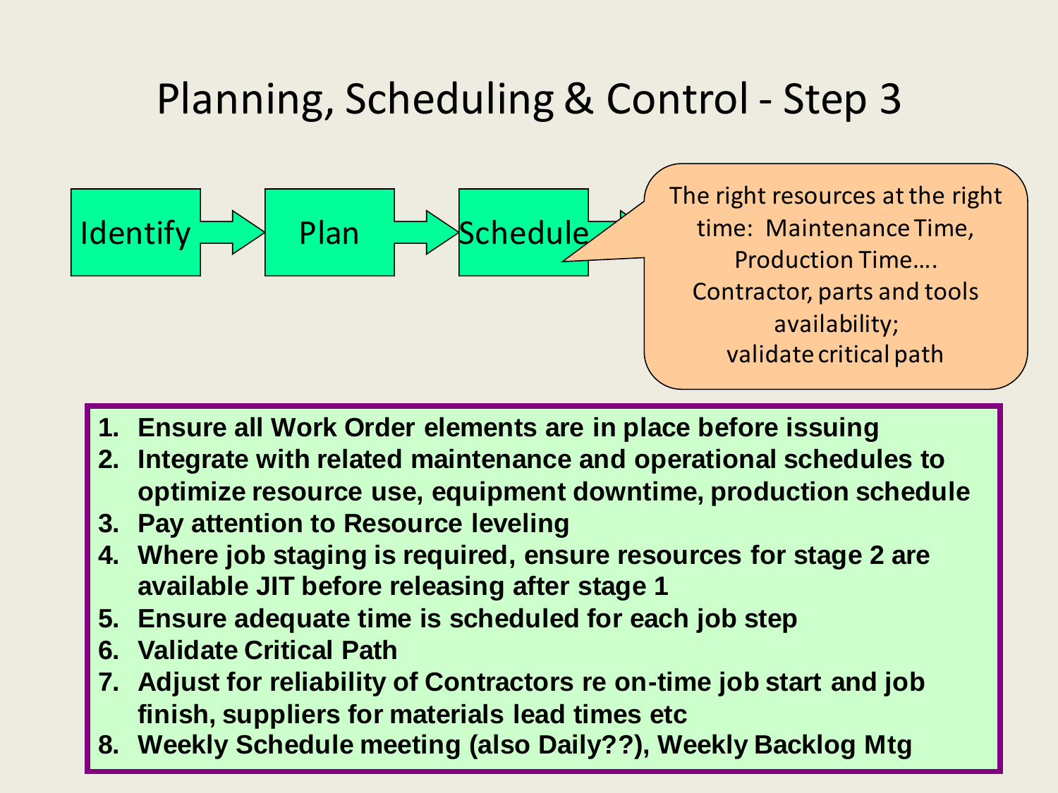# Planning, Scheduling & Control - Step 3

Identify → Plan → Schedule →

The right resources at the right time: Maintenance Time, Production Time…. Contractor, parts and tools availability; validate critical path

1. **Ensure all Work Order elements are in place before issuing**
2. **Integrate with related maintenance and operational schedules to optimize resource use, equipment downtime, production schedule**
3. **Pay attention to Resource leveling**
4. **Where job staging is required, ensure resources for stage 2 are available JIT before releasing after stage 1**
5. **Ensure adequate time is scheduled for each job step**
6. **Validate Critical Path**
7. **Adjust for reliability of Contractors re on-time job start and job finish, suppliers for materials lead times etc**
8. **Weekly Schedule meeting (also Daily??), Weekly Backlog Mtg**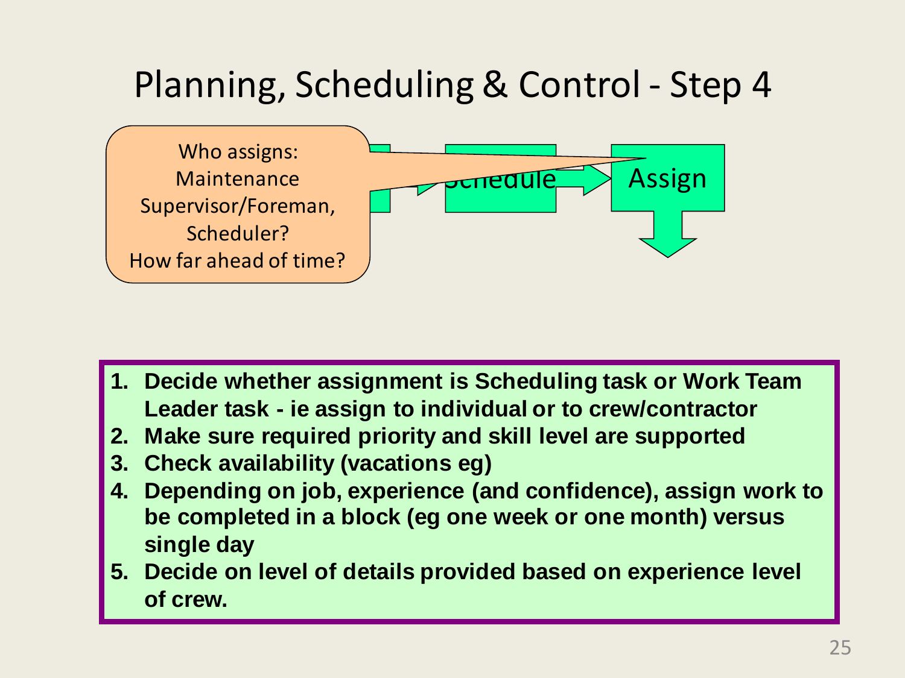# Planning, Scheduling & Control - Step 4

Who assigns: Maintenance Supervisor/Foreman, Scheduler?
How far ahead of time?

Schedule → Assign

1. **Decide whether assignment is Scheduling task or Work Team Leader task - ie assign to individual or to crew/contractor**
2. **Make sure required priority and skill level are supported**
3. **Check availability (vacations eg)**
4. **Depending on job, experience (and confidence), assign work to be completed in a block (eg one week or one month) versus single day**
5. **Decide on level of details provided based on experience level of crew.**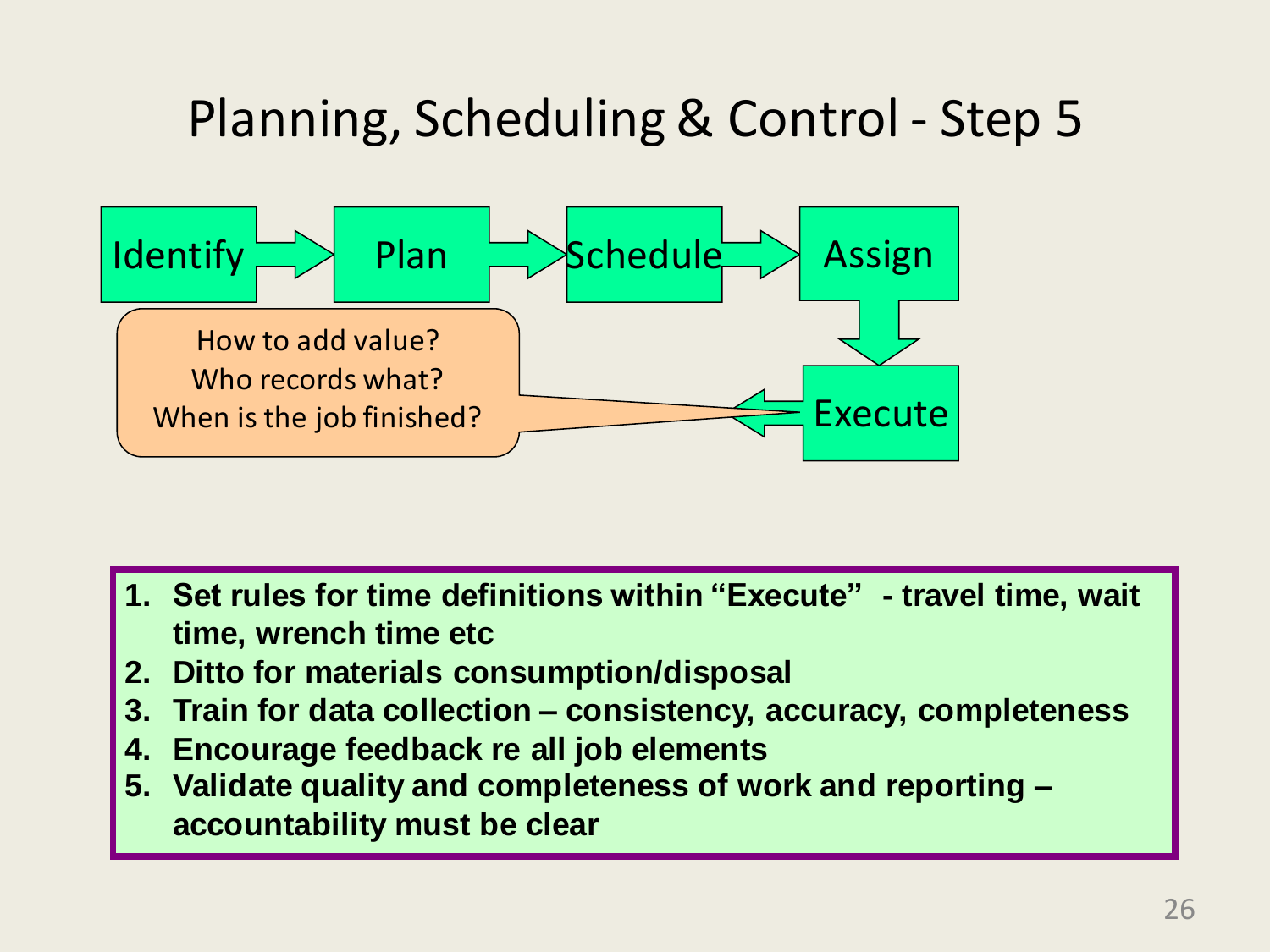# Planning, Scheduling & Control - Step 5

Identify → Plan → Schedule → Assign → Execute

How to add value?
Who records what?
When is the job finished?

1. **Set rules for time definitions within "Execute" - travel time, wait time, wrench time etc**
2. **Ditto for materials consumption/disposal**
3. **Train for data collection – consistency, accuracy, completeness**
4. **Encourage feedback re all job elements**
5. **Validate quality and completeness of work and reporting – accountability must be clear**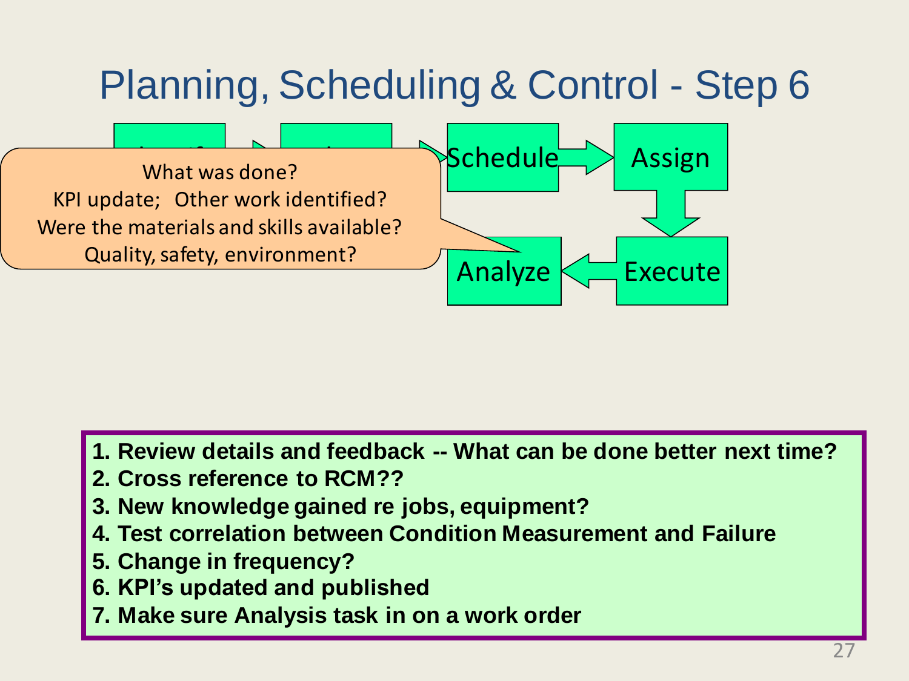# Planning, Scheduling & Control - Step 6

Schedule → Assign → Execute → Analyze

What was done?
KPI update; Other work identified?
Were the materials and skills available?
Quality, safety, environment?

1. **Review details and feedback -- What can be done better next time?**
2. **Cross reference to RCM??**
3. **New knowledge gained re jobs, equipment?**
4. **Test correlation between Condition Measurement and Failure**
5. **Change in frequency?**
6. **KPI's updated and published**
7. **Make sure Analysis task in on a work order**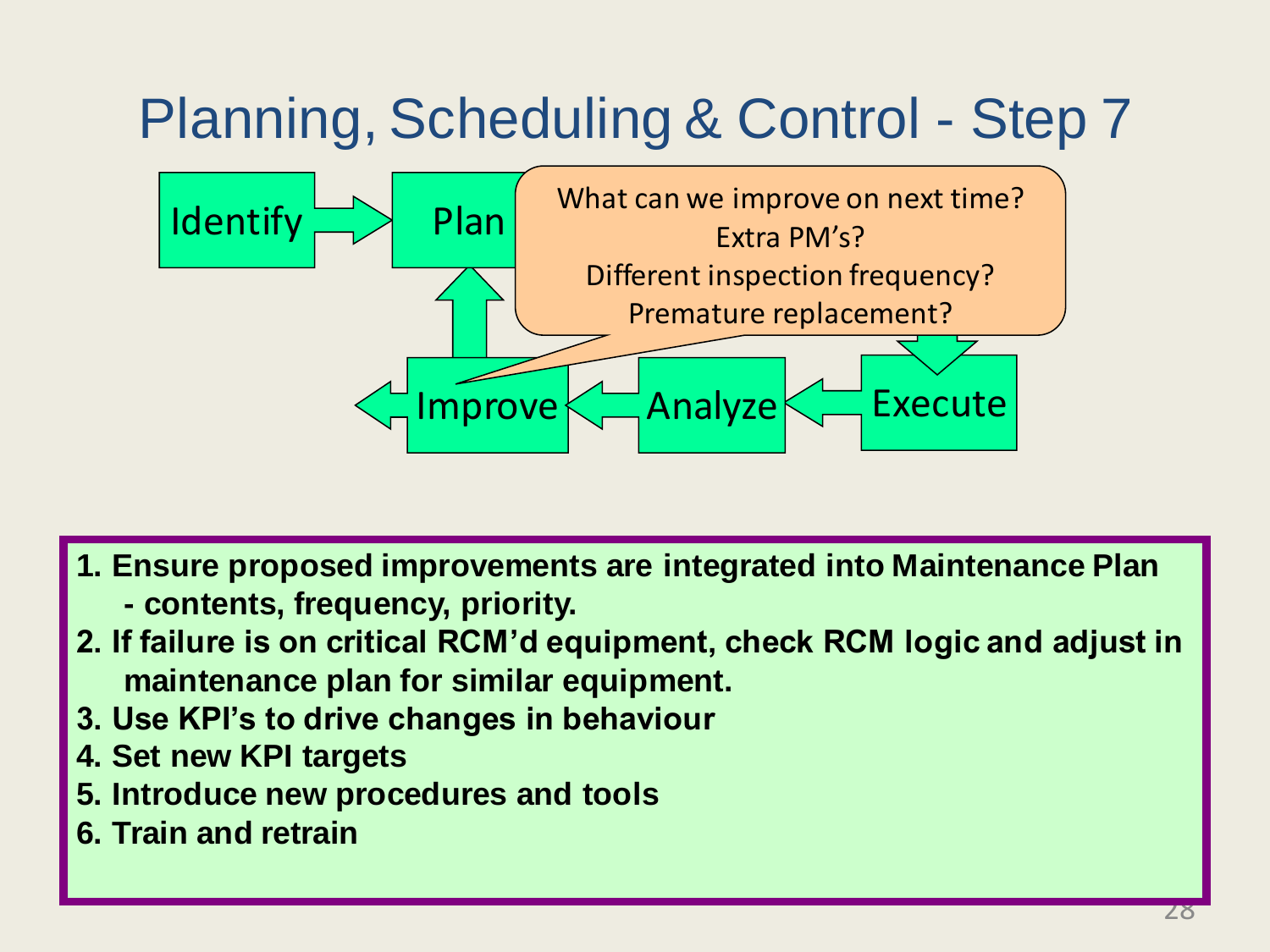# Planning, Scheduling & Control - Step 7

Identify → Plan

Execute → Analyze → Improve

What can we improve on next time?
Extra PM's?
Different inspection frequency?
Premature replacement?

1. **Ensure proposed improvements are integrated into Maintenance Plan - contents, frequency, priority.**
2. **If failure is on critical RCM'd equipment, check RCM logic and adjust in maintenance plan for similar equipment.**
3. **Use KPI's to drive changes in behaviour**
4. **Set new KPI targets**
5. **Introduce new procedures and tools**
6. **Train and retrain**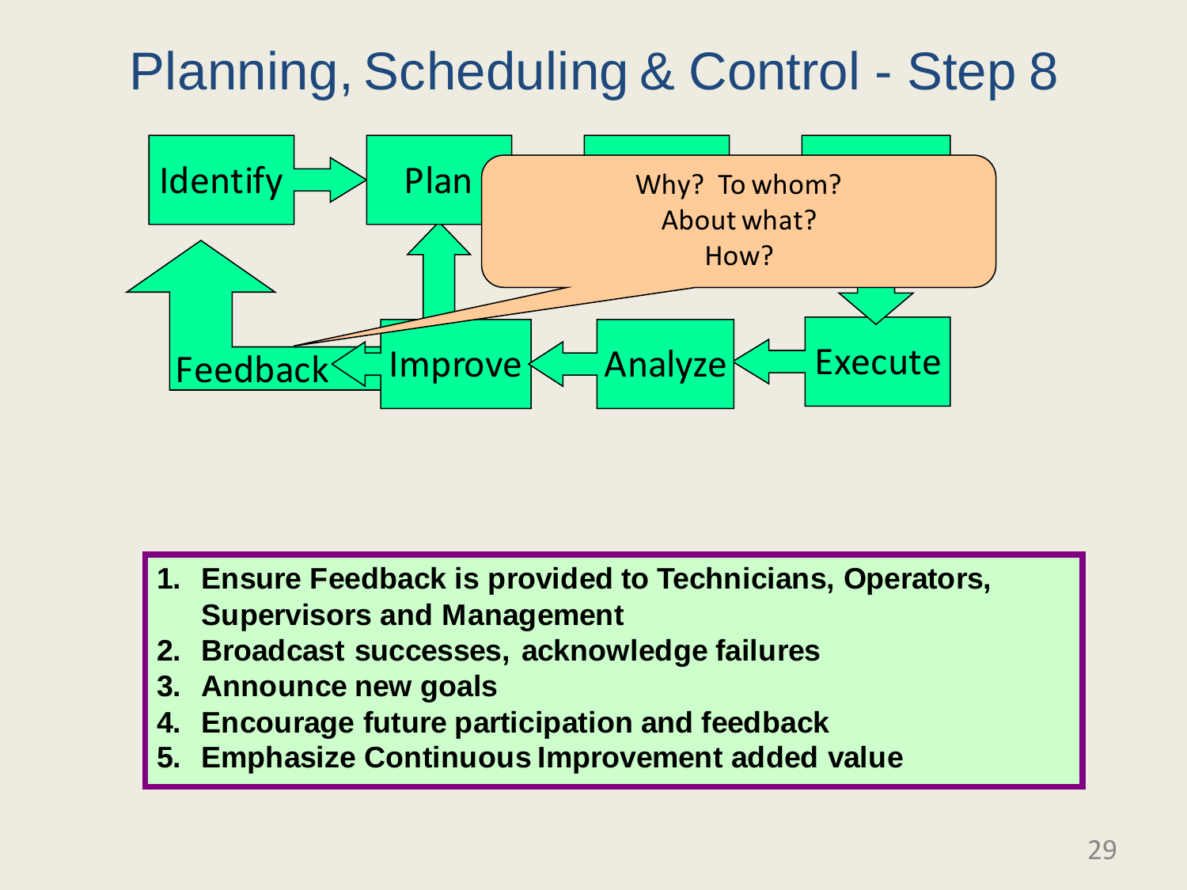# Planning, Scheduling & Control - Step 8

Identify → Plan

Feedback ← Improve ← Analyze ← Execute

Why? To whom?
About what?
How?

1. **Ensure Feedback is provided to Technicians, Operators, Supervisors and Management**
2. **Broadcast successes, acknowledge failures**
3. **Announce new goals**
4. **Encourage future participation and feedback**
5. **Emphasize Continuous Improvement added value**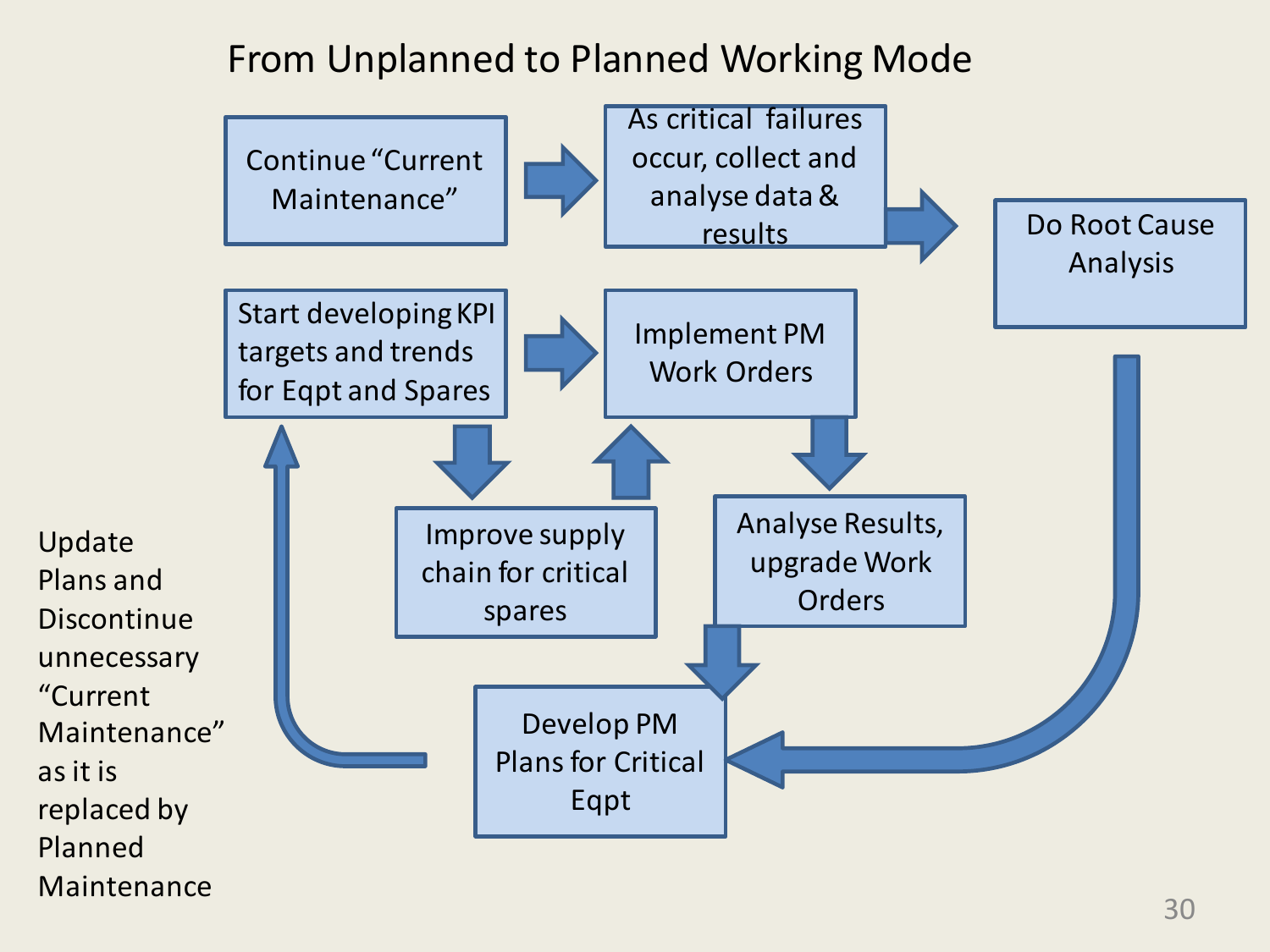# From Unplanned to Planned Working Mode

- Continue "Current Maintenance"
- As critical failures occur, collect and analyse data & results
- Do Root Cause Analysis
- Develop PM Plans for Critical Eqpt
- Start developing KPI targets and trends for Eqpt and Spares
- Improve supply chain for critical spares
- Implement PM Work Orders
- Analyse Results, upgrade Work Orders

Update Plans and Discontinue unnecessary "Current Maintenance" as it is replaced by Planned Maintenance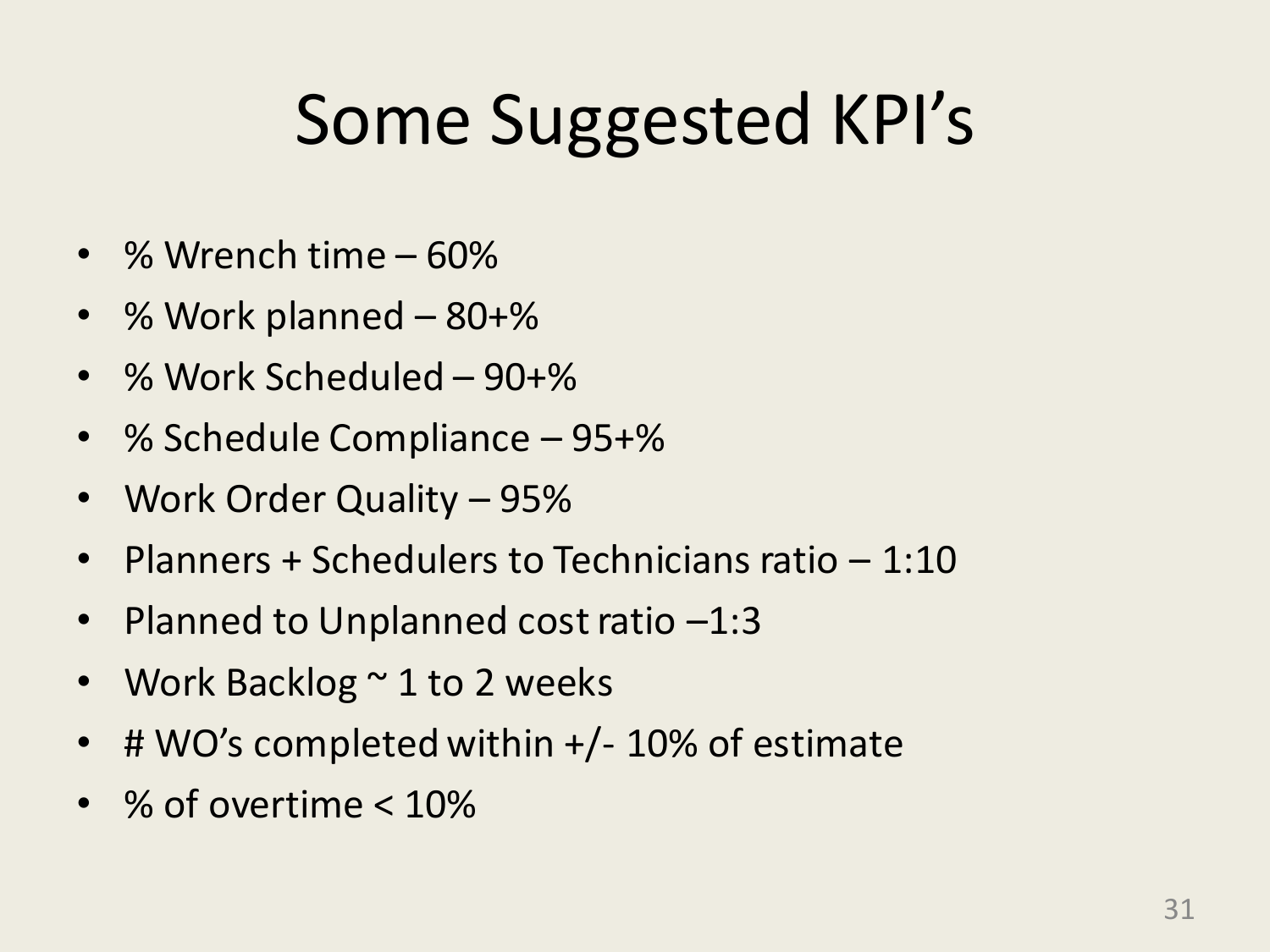# Some Suggested KPI's

- % Wrench time – 60%
- % Work planned – 80+%
- % Work Scheduled – 90+%
- % Schedule Compliance – 95+%
- Work Order Quality – 95%
- Planners + Schedulers to Technicians ratio – 1:10
- Planned to Unplanned cost ratio –1:3
- Work Backlog ~ 1 to 2 weeks
- # WO's completed within +/- 10% of estimate
- % of overtime < 10%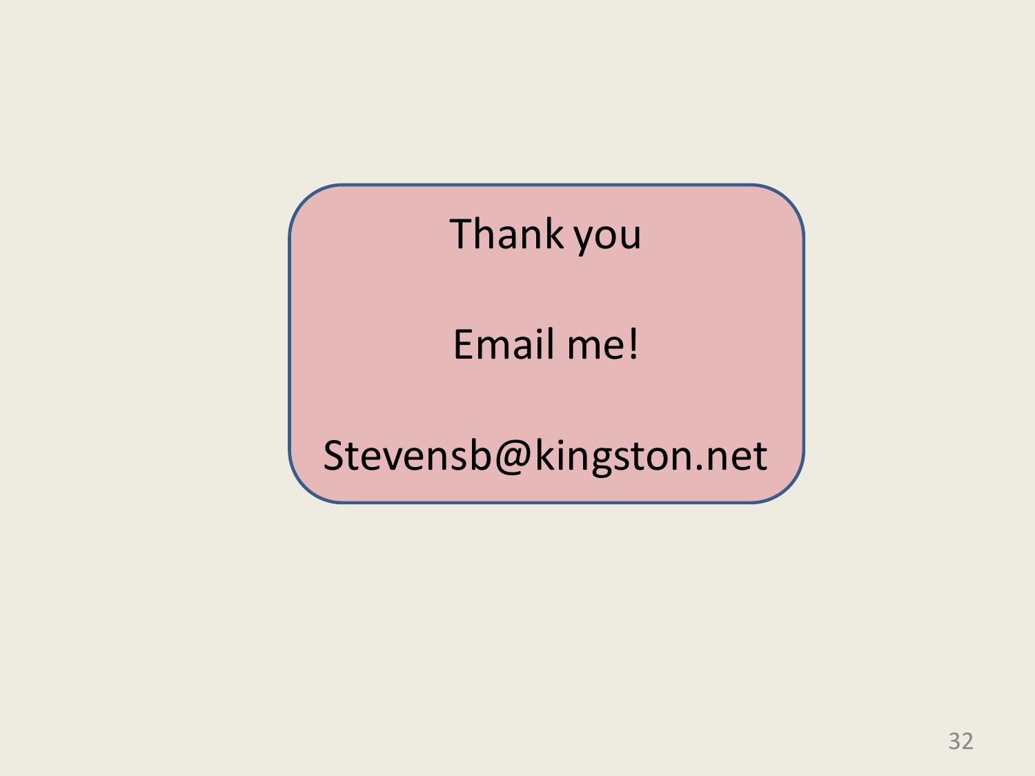Thank you

Email me!

Stevensb@kingston.net